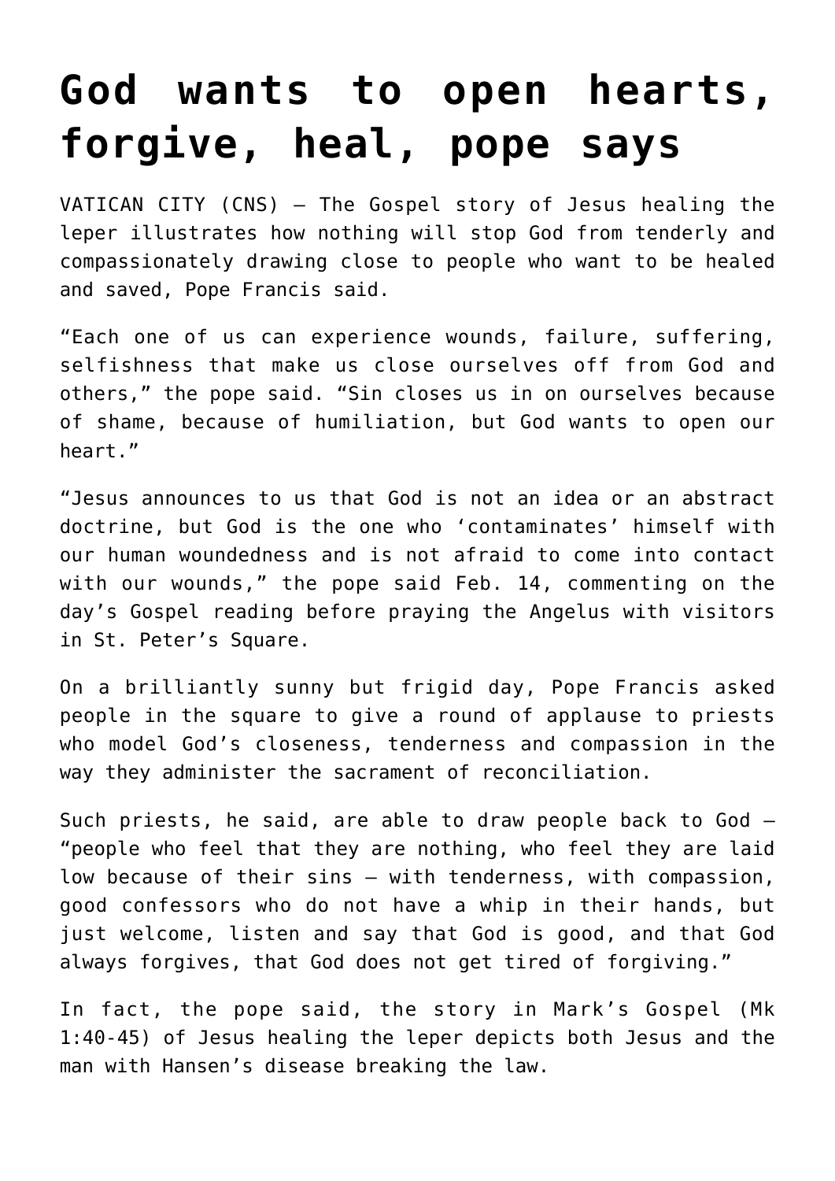# God wants to open hearts, forgive, heal, pope says

VATICAN CITY (CNS) — The Gospel story of Jesus healing the leper illustrates how nothing will stop God from tenderly and compassionately drawing close to people who want to be healed and saved, Pope Francis said.

"Each one of us can experience wounds, failure, suffering, selfishness that make us close ourselves off from God and others," the pope said. "Sin closes us in on ourselves because of shame, because of humiliation, but God wants to open our heart."

"Jesus announces to us that God is not an idea or an abstract doctrine, but God is the one who 'contaminates' himself with our human woundedness and is not afraid to come into contact with our wounds," the pope said Feb. 14, commenting on the day's Gospel reading before praying the Angelus with visitors in St. Peter's Square.

On a brilliantly sunny but frigid day, Pope Francis asked people in the square to give a round of applause to priests who model God's closeness, tenderness and compassion in the way they administer the sacrament of reconciliation.

Such priests, he said, are able to draw people back to God — "people who feel that they are nothing, who feel they are laid low because of their sins — with tenderness, with compassion, good confessors who do not have a whip in their hands, but just welcome, listen and say that God is good, and that God always forgives, that God does not get tired of forgiving."

In fact, the pope said, the story in Mark's Gospel (Mk 1:40-45) of Jesus healing the leper depicts both Jesus and the man with Hansen's disease breaking the law.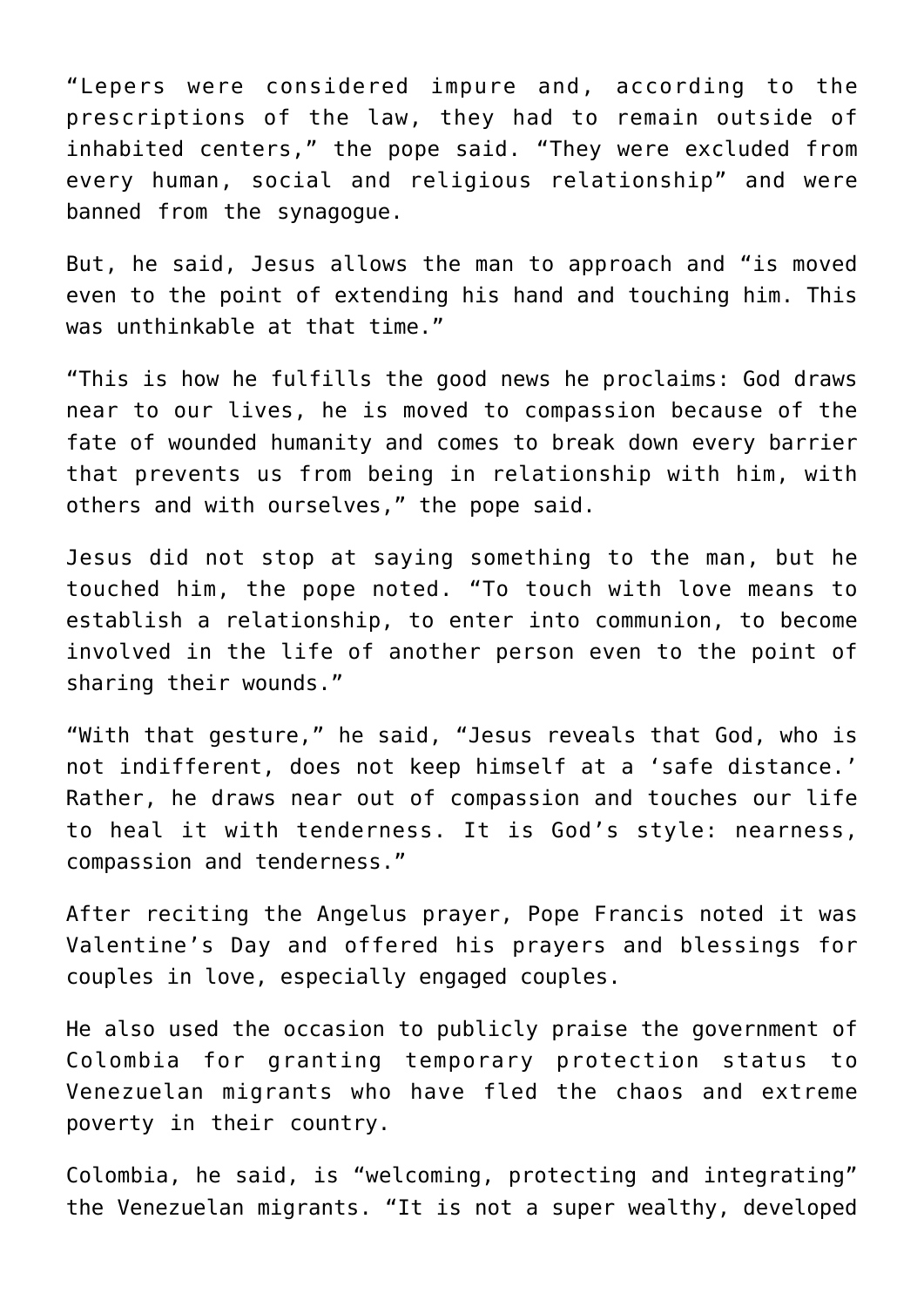“Lepers were considered impure and, according to the prescriptions of the law, they had to remain outside of inhabited centers,” the pope said. “They were excluded from every human, social and religious relationship” and were banned from the synagogue.

But, he said, Jesus allows the man to approach and “is moved even to the point of extending his hand and touching him. This was unthinkable at that time.”

“This is how he fulfills the good news he proclaims: God draws near to our lives, he is moved to compassion because of the fate of wounded humanity and comes to break down every barrier that prevents us from being in relationship with him, with others and with ourselves,” the pope said.

Jesus did not stop at saying something to the man, but he touched him, the pope noted. “To touch with love means to establish a relationship, to enter into communion, to become involved in the life of another person even to the point of sharing their wounds.”

“With that gesture,” he said, “Jesus reveals that God, who is not indifferent, does not keep himself at a ‘safe distance.’ Rather, he draws near out of compassion and touches our life to heal it with tenderness. It is God’s style: nearness, compassion and tenderness.”

After reciting the Angelus prayer, Pope Francis noted it was Valentine’s Day and offered his prayers and blessings for couples in love, especially engaged couples.

He also used the occasion to publicly praise the government of Colombia for granting temporary protection status to Venezuelan migrants who have fled the chaos and extreme poverty in their country.

Colombia, he said, is “welcoming, protecting and integrating” the Venezuelan migrants. “It is not a super wealthy, developed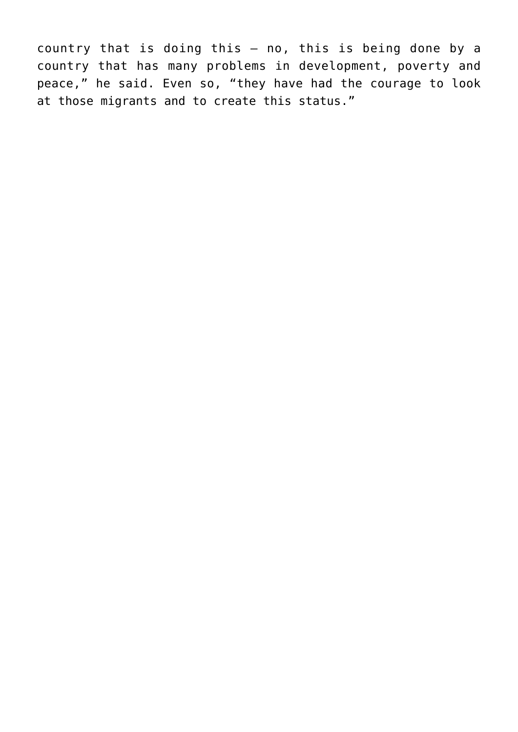country that is doing this – no, this is being done by a country that has many problems in development, poverty and peace," he said. Even so, "they have had the courage to look at those migrants and to create this status."